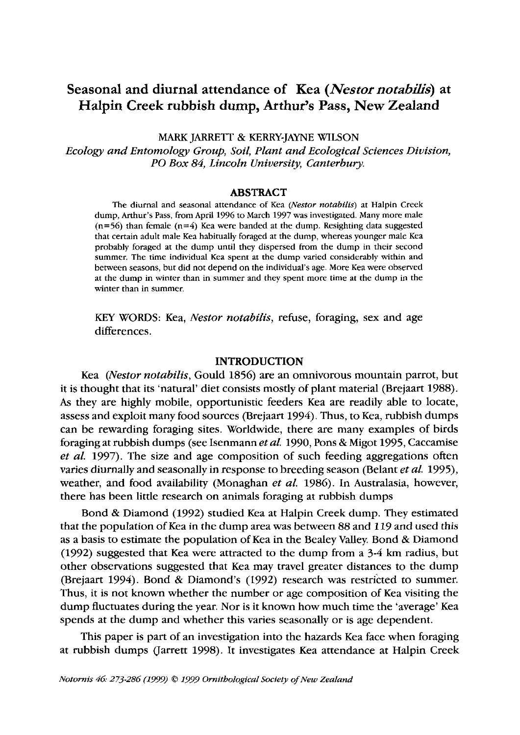# Seasonal and diurnal attendance of Kea (*Nestor notabilis*) at Halpin Creek rubbish dump, Arthur's Pass, New Zealand

MARK JARRETT & KERRY-JAYNE WILSON

*Ecology and Entomology Group, Soil, Plant and Ecological Sciences Division, PO Box 84, Lincoln University, Canterbury.*

## ABSTRACT

The diurnal and seasonal attendance of Kea (*Nestor notabilis*) at Halpin Creek dump, Arthur's Pass, from April 1996 to March 1997 was investigated. Many more male (n=56) than female (n=4) Kea were banded at the dump. Resighting data suggested that certain adult male Kea habitually foraged at the dump, whereas younger male Kea probably foraged at the dump until they dispersed from the dump in their second summer. The time individual Kea spent at the dump varied considerably within and between seasons, but did not depend on the individual's age. More Kea were observed at the dump in winter than in summer and they spent more time at the dump in the winter than in summer.

KEY WORDS: Kea, *Nestor notabilis*, refuse, foraging, sex and age differences.

## INTRODUCTION

Kea (*Nestor notabilis*, Gould 1856) are an omnivorous mountain parrot, but it is thought that its 'natural' diet consists mostly of plant material (Brejaart 1988). As they are highly mobile, opportunistic feeders Kea are readily able to locate, assess and exploit many food sources (Brejaart 1994). Thus, to Kea, rubbish dumps can be rewarding foraging sites. Worldwide, there are many examples of birds foraging at rubbish dumps (see Isenmann *et al.* 1990, Pons & Migot 1995, Caccamise *et al.* 1997). The size and age composition of such feeding aggregations often varies diurnally and seasonally in response to breeding season (Belant *et al.* 1995), weather, and food availability (Monaghan *et al.* 1986). In Australasia, however, there has been little research on animals foraging at rubbish dumps

Bond & Diamond (1992) studied Kea at Halpin Creek dump. They estimated that the population of Kea in the dump area was between 88 and 119 and used this as a basis to estimate the population of Kea in the Bealey Valley. Bond & Diamond (1992) suggested that Kea were attracted to the dump from a 3-4 km radius, but other observations suggested that Kea may travel greater distances to the dump (Brejaart 1994). Bond & Diamond's (1992) research was restricted to summer. Thus, it is not known whether the number or age composition of Kea visiting the dump fluctuates during the year. Nor is it known how much time the 'average' Kea spends at the dump and whether this varies seasonally or is age dependent.

This paper is part of an investigation into the hazards Kea face when foraging at rubbish dumps (Jarrett 1998). It investigates Kea attendance at Halpin Creek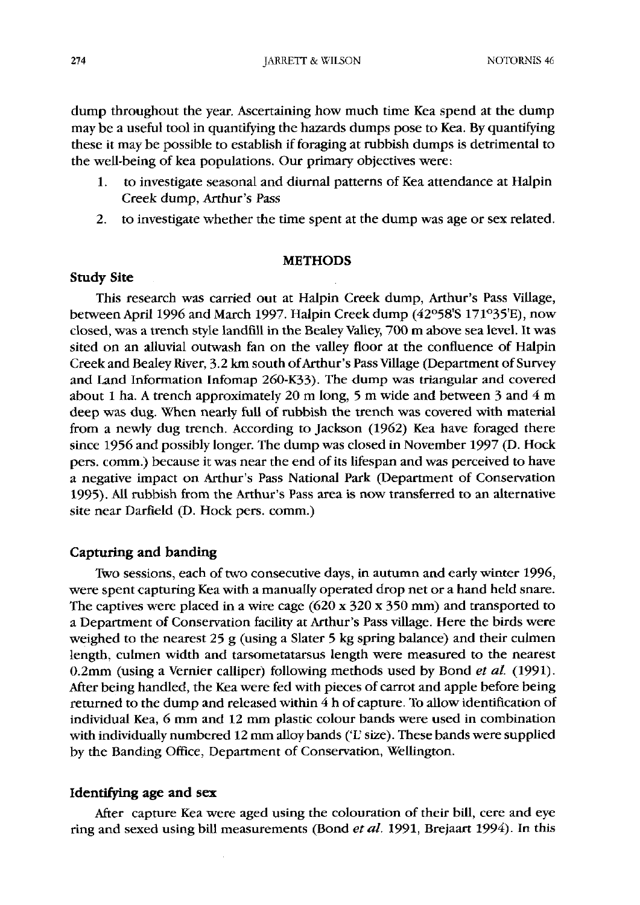dump throughout the year. Ascertaining how much time Kea spend at the dump may be a useful tool in quantifying the hazards dumps pose to Kea. By quantifying these it may be possible to establish if foraging at rubbish dumps is detrimental to the well-being of kea populations. Our primary objectives were:

1. to investigate seasonal and diurnal patterns of Kea attendance at Halpin Creek dump, Arthur's Pass
2. to investigate whether the time spent at the dump was age or sex related.

## METHODS

### Study Site

This research was carried out at Halpin Creek dump, Arthur's Pass Village, between April 1996 and March 1997. Halpin Creek dump (42°58'S 171°35'E), now closed, was a trench style landfill in the Bealey Valley, 700 m above sea level. It was sited on an alluvial outwash fan on the valley floor at the confluence of Halpin Creek and Bealey River, 3.2 km south of Arthur's Pass Village (Department of Survey and Land Information Infomap 260-K33). The dump was triangular and covered about 1 ha. A trench approximately 20 m long, 5 m wide and between 3 and 4 m deep was dug. When nearly full of rubbish the trench was covered with material from a newly dug trench. According to Jackson (1962) Kea have foraged there since 1956 and possibly longer. The dump was closed in November 1997 (D. Hock pers. comm.) because it was near the end of its lifespan and was perceived to have a negative impact on Arthur's Pass National Park (Department of Conservation 1995). All rubbish from the Arthur's Pass area is now transferred to an alternative site near Darfield (D. Hock pers. comm.)

### Capturing and banding

Two sessions, each of two consecutive days, in autumn and early winter 1996, were spent capturing Kea with a manually operated drop net or a hand held snare. The captives were placed in a wire cage (620 x 320 x 350 mm) and transported to a Department of Conservation facility at Arthur's Pass village. Here the birds were weighed to the nearest 25 g (using a Slater 5 kg spring balance) and their culmen length, culmen width and tarsometatarsus length were measured to the nearest 0.2mm (using a Vernier calliper) following methods used by Bond *et al.* (1991). After being handled, the Kea were fed with pieces of carrot and apple before being returned to the dump and released within 4 h of capture. To allow identification of individual Kea, 6 mm and 12 mm plastic colour bands were used in combination with individually numbered 12 mm alloy bands ('L' size). These bands were supplied by the Banding Office, Department of Conservation, Wellington.

### Identifying age and sex

After capture Kea were aged using the colouration of their bill, cere and eye ring and sexed using bill measurements (Bond *et al.* 1991, Brejaart 1994). In this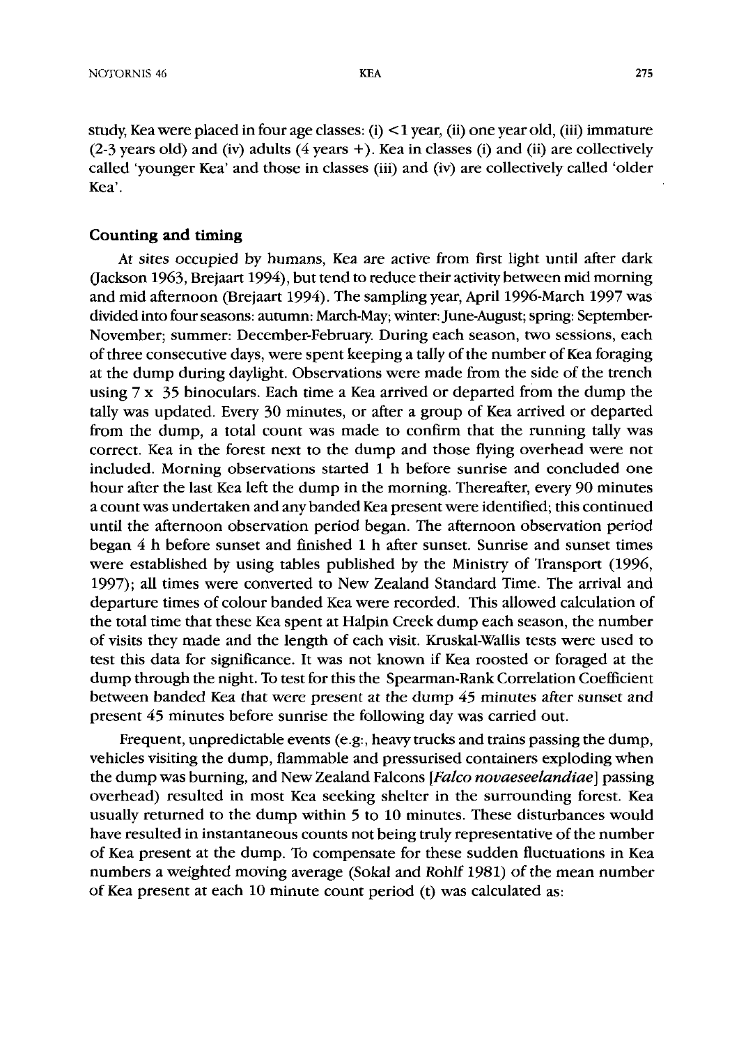study, Kea were placed in four age classes: (i) <1 year, (ii) one year old, (iii) immature (2-3 years old) and (iv) adults (4 years +). Kea in classes (i) and (ii) are collectively called 'younger Kea' and those in classes (iii) and (iv) are collectively called 'older Kea'.

## Counting and timing

At sites occupied by humans, Kea are active from first light until after dark (Jackson 1963, Brejaart 1994), but tend to reduce their activity between mid morning and mid afternoon (Brejaart 1994). The sampling year, April 1996-March 1997 was divided into four seasons: autumn: March-May; winter: June-August; spring: September-November; summer: December-February. During each season, two sessions, each of three consecutive days, were spent keeping a tally of the number of Kea foraging at the dump during daylight. Observations were made from the side of the trench using 7 x 35 binoculars. Each time a Kea arrived or departed from the dump the tally was updated. Every 30 minutes, or after a group of Kea arrived or departed from the dump, a total count was made to confirm that the running tally was correct. Kea in the forest next to the dump and those flying overhead were not included. Morning observations started 1 h before sunrise and concluded one hour after the last Kea left the dump in the morning. Thereafter, every 90 minutes a count was undertaken and any banded Kea present were identified; this continued until the afternoon observation period began. The afternoon observation period began 4 h before sunset and finished 1 h after sunset. Sunrise and sunset times were established by using tables published by the Ministry of Transport (1996, 1997); all times were converted to New Zealand Standard Time. The arrival and departure times of colour banded Kea were recorded. This allowed calculation of the total time that these Kea spent at Halpin Creek dump each season, the number of visits they made and the length of each visit. Kruskal-Wallis tests were used to test this data for significance. It was not known if Kea roosted or foraged at the dump through the night. To test for this the Spearman-Rank Correlation Coefficient between banded Kea that were present at the dump 45 minutes after sunset and present 45 minutes before sunrise the following day was carried out.

Frequent, unpredictable events (e.g:, heavy trucks and trains passing the dump, vehicles visiting the dump, flammable and pressurised containers exploding when the dump was burning, and New Zealand Falcons [*Falco novaeseelandiae*] passing overhead) resulted in most Kea seeking shelter in the surrounding forest. Kea usually returned to the dump within 5 to 10 minutes. These disturbances would have resulted in instantaneous counts not being truly representative of the number of Kea present at the dump. To compensate for these sudden fluctuations in Kea numbers a weighted moving average (Sokal and Rohlf 1981) of the mean number of Kea present at each 10 minute count period (t) was calculated as: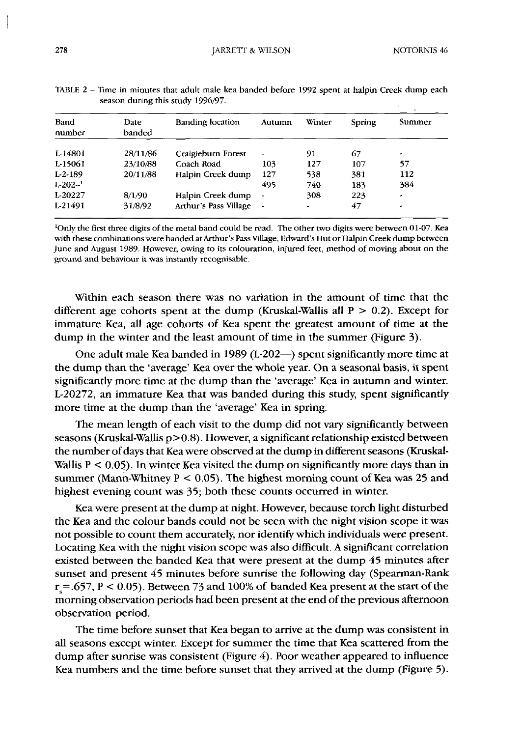TABLE 2 – Time in minutes that adult male kea banded before 1992 spent at halpin Creek dump each season during this study 1996/97.

| Band number | Date banded | Banding location | Autumn | Winter | Spring | Summer |
|---|---|---|---|---|---|---|
| L-14801 | 28/11/86 | Craigieburn Forest | - | 91 | 67 | - |
| L-15061 | 23/10/88 | Coach Road | 103 | 127 | 107 | 57 |
| L-2-189 | 20/11/88 | Halpin Creek dump | 127 | 538 | 381 | 112 |
| L-202--[1] | | | 495 | 740 | 183 | 384 |
| L-20227 | 8/1/90 | Halpin Creek dump | - | 308 | 223 | - |
| L-21491 | 31/8/92 | Arthur's Pass Village | - | - | 47 | - |

[1]Only the first three digits of the metal band could be read. The other two digits were between 01-07. Kea with these combinations were banded at Arthur's Pass Village, Edward's Hut or Halpin Creek dump between June and August 1989. However, owing to its colouration, injured feet, method of moving about on the ground and behaviour it was instantly recognisable.

Within each season there was no variation in the amount of time that the different age cohorts spent at the dump (Kruskal-Wallis all $P > 0.2$). Except for immature Kea, all age cohorts of Kea spent the greatest amount of time at the dump in the winter and the least amount of time in the summer (Figure 3).

One adult male Kea banded in 1989 (L-202—) spent significantly more time at the dump than the 'average' Kea over the whole year. On a seasonal basis, it spent significantly more time at the dump than the 'average' Kea in autumn and winter. L-20272, an immature Kea that was banded during this study, spent significantly more time at the dump than the 'average' Kea in spring.

The mean length of each visit to the dump did not vary significantly between seasons (Kruskal-Wallis $p > 0.8$). However, a significant relationship existed between the number of days that Kea were observed at the dump in different seasons (Kruskal-Wallis $P < 0.05$). In winter Kea visited the dump on significantly more days than in summer (Mann-Whitney $P < 0.05$). The highest morning count of Kea was 25 and highest evening count was 35; both these counts occurred in winter.

Kea were present at the dump at night. However, because torch light disturbed the Kea and the colour bands could not be seen with the night vision scope it was not possible to count them accurately, nor identify which individuals were present. Locating Kea with the night vision scope was also difficult. A significant correlation existed between the banded Kea that were present at the dump 45 minutes after sunset and present 45 minutes before sunrise the following day (Spearman-Rank $r_s = .657$, $P < 0.05$). Between 73 and 100% of banded Kea present at the start of the morning observation periods had been present at the end of the previous afternoon observation period.

The time before sunset that Kea began to arrive at the dump was consistent in all seasons except winter. Except for summer the time that Kea scattered from the dump after sunrise was consistent (Figure 4). Poor weather appeared to influence Kea numbers and the time before sunset that they arrived at the dump (Figure 5).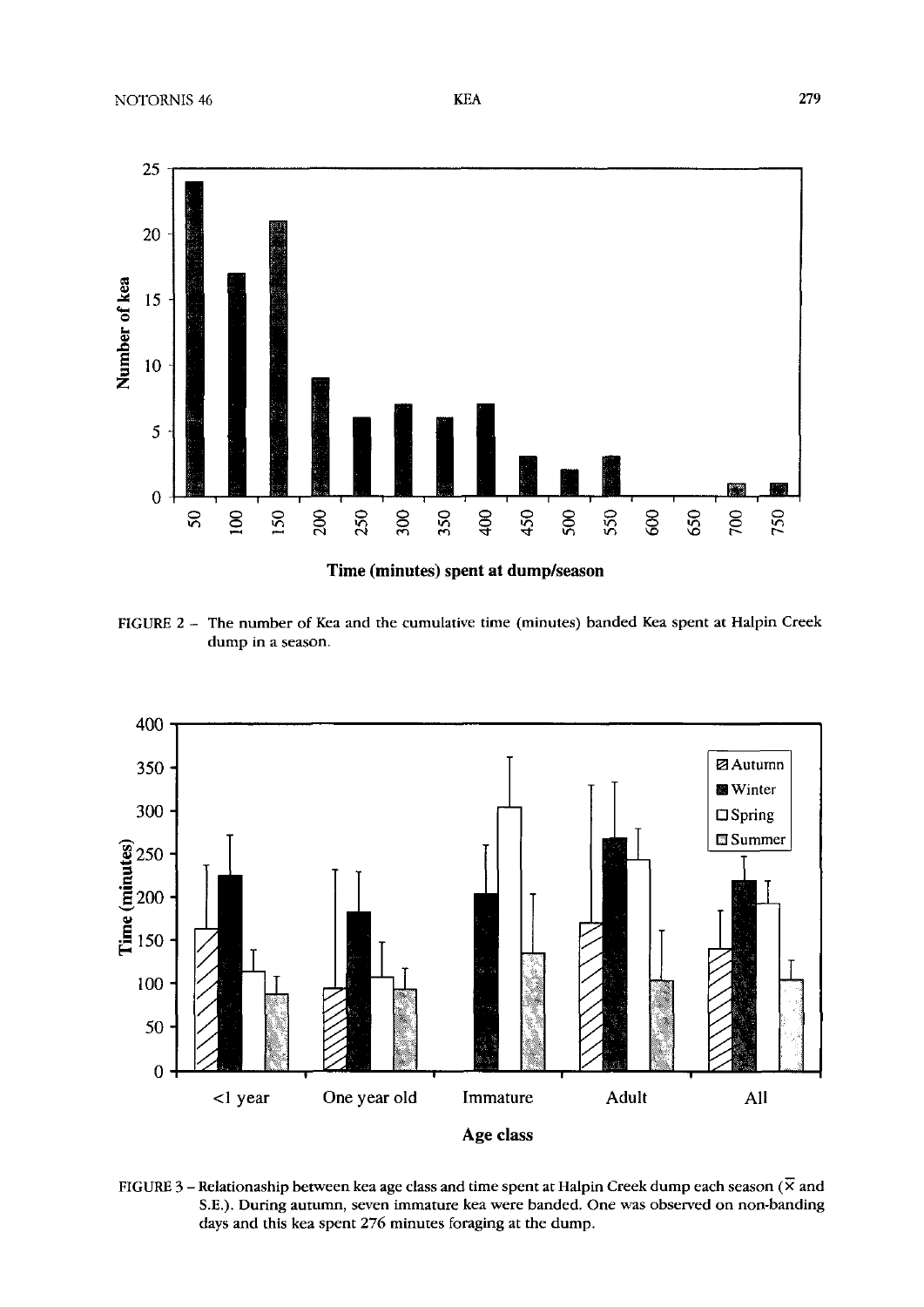25

20

Number of kea

15

10

5

0

50 100 150 200 250 300 350 400 450 500 550 600 650 700 750

**Time (minutes) spent at dump/season**

FIGURE 2 – The number of Kea and the cumulative time (minutes) banded Kea spent at Halpin Creek dump in a season.

400

350

300

250

Time (minutes)

200

150

100

50

0

Autumn
Winter
Spring
Summer

<1 year One year old Immature Adult All

**Age class**

FIGURE 3 – Relationship between kea age class and time spent at Halpin Creek dump each season ($\bar{x}$ and S.E.). During autumn, seven immature kea were banded. One was observed on non-banding days and this kea spent 276 minutes foraging at the dump.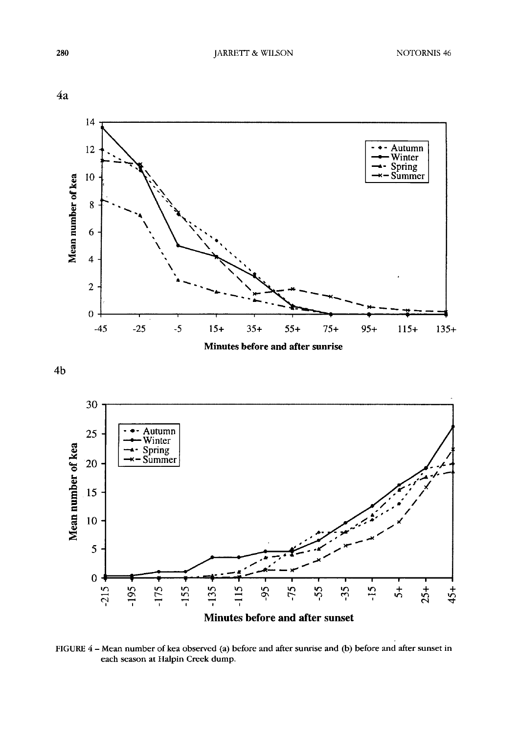4a

14
12
10
8
6
4
2
0

Mean number of kea

-45 -25 -5 15+ 35+ 55+ 75+ 95+ 115+ 135+

Minutes before and after sunrise

Autumn
Winter
Spring
Summer

4b

30
25
20
15
10
5
0

Mean number of kea

-215 -195 -175 -155 -135 -115 -95 -75 -55 -35 -15 5+ 25+ 45+

Minutes before and after sunset

Autumn
Winter
Spring
Summer

FIGURE 4 – Mean number of kea observed (a) before and after sunrise and (b) before and after sunset in each season at Halpin Creek dump.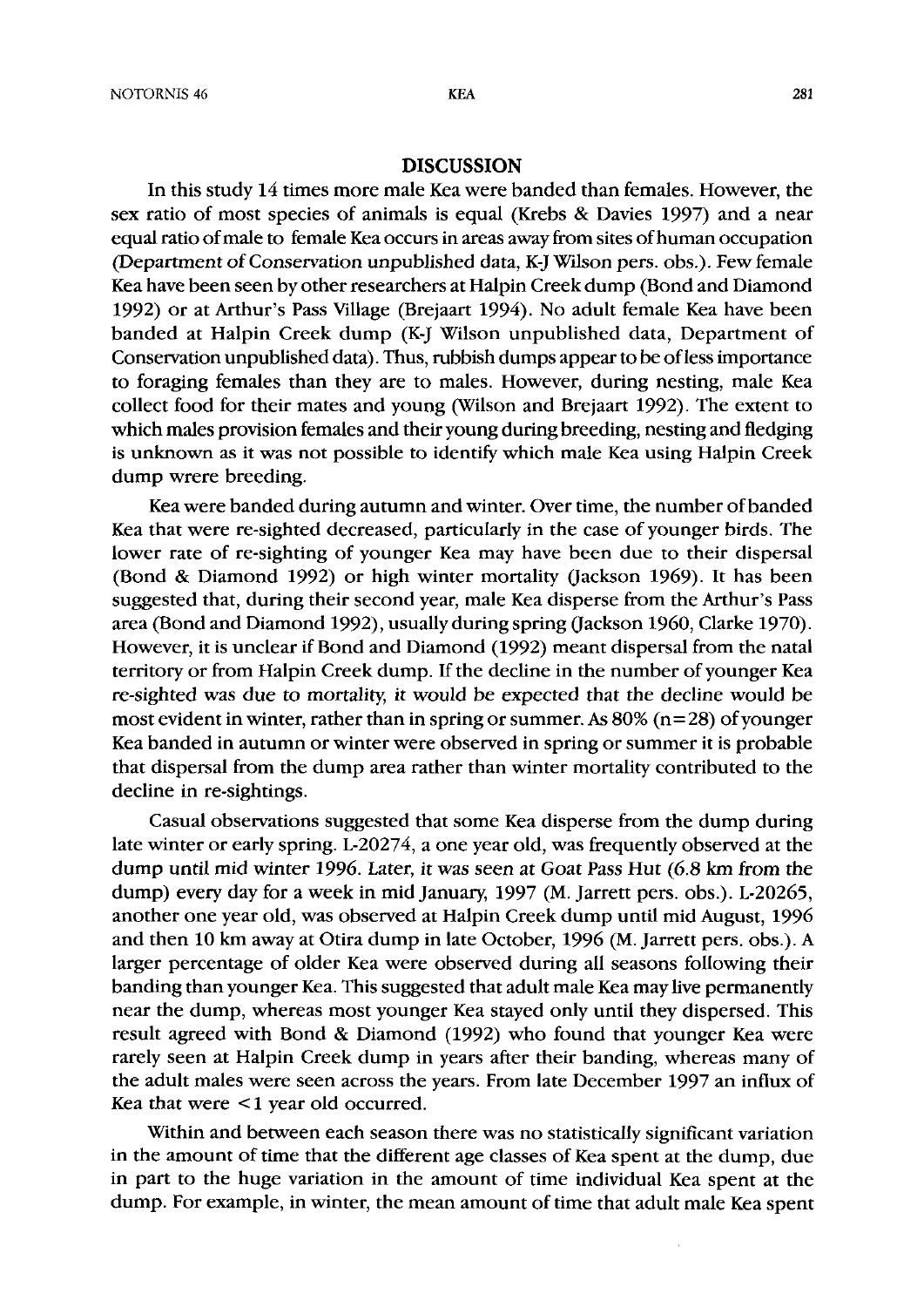## DISCUSSION

In this study 14 times more male Kea were banded than females. However, the sex ratio of most species of animals is equal (Krebs & Davies 1997) and a near equal ratio of male to female Kea occurs in areas away from sites of human occupation (Department of Conservation unpublished data, K-J Wilson pers. obs.). Few female Kea have been seen by other researchers at Halpin Creek dump (Bond and Diamond 1992) or at Arthur's Pass Village (Brejaart 1994). No adult female Kea have been banded at Halpin Creek dump (K-J Wilson unpublished data, Department of Conservation unpublished data). Thus, rubbish dumps appear to be of less importance to foraging females than they are to males. However, during nesting, male Kea collect food for their mates and young (Wilson and Brejaart 1992). The extent to which males provision females and their young during breeding, nesting and fledging is unknown as it was not possible to identify which male Kea using Halpin Creek dump wrere breeding.

Kea were banded during autumn and winter. Over time, the number of banded Kea that were re-sighted decreased, particularly in the case of younger birds. The lower rate of re-sighting of younger Kea may have been due to their dispersal (Bond & Diamond 1992) or high winter mortality (Jackson 1969). It has been suggested that, during their second year, male Kea disperse from the Arthur's Pass area (Bond and Diamond 1992), usually during spring (Jackson 1960, Clarke 1970). However, it is unclear if Bond and Diamond (1992) meant dispersal from the natal territory or from Halpin Creek dump. If the decline in the number of younger Kea re-sighted was due to mortality, it would be expected that the decline would be most evident in winter, rather than in spring or summer. As 80% (n=28) of younger Kea banded in autumn or winter were observed in spring or summer it is probable that dispersal from the dump area rather than winter mortality contributed to the decline in re-sightings.

Casual observations suggested that some Kea disperse from the dump during late winter or early spring. L-20274, a one year old, was frequently observed at the dump until mid winter 1996. Later, it was seen at Goat Pass Hut (6.8 km from the dump) every day for a week in mid January, 1997 (M. Jarrett pers. obs.). L-20265, another one year old, was observed at Halpin Creek dump until mid August, 1996 and then 10 km away at Otira dump in late October, 1996 (M. Jarrett pers. obs.). A larger percentage of older Kea were observed during all seasons following their banding than younger Kea. This suggested that adult male Kea may live permanently near the dump, whereas most younger Kea stayed only until they dispersed. This result agreed with Bond & Diamond (1992) who found that younger Kea were rarely seen at Halpin Creek dump in years after their banding, whereas many of the adult males were seen across the years. From late December 1997 an influx of Kea that were <1 year old occurred.

Within and between each season there was no statistically significant variation in the amount of time that the different age classes of Kea spent at the dump, due in part to the huge variation in the amount of time individual Kea spent at the dump. For example, in winter, the mean amount of time that adult male Kea spent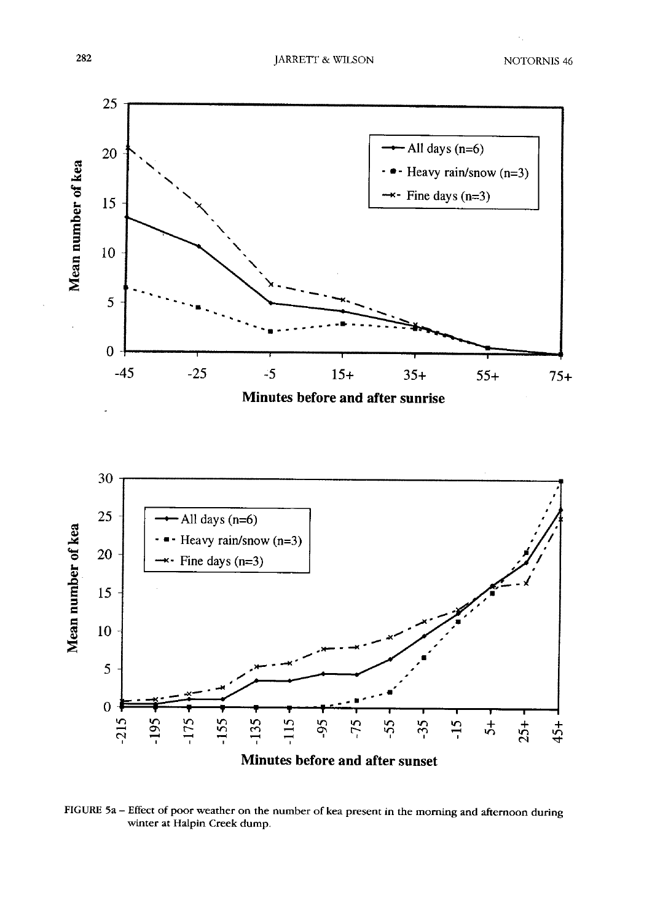25
20
15
10
5
0

Mean number of kea

All days (n=6)
Heavy rain/snow (n=3)
Fine days (n=3)

-45 -25 -5 15+ 35+ 55+ 75+

Minutes before and after sunrise

30
25
20
15
10
5
0

Mean number of kea

All days (n=6)
Heavy rain/snow (n=3)
Fine days (n=3)

-215 -195 -175 -155 -135 -115 -95 -75 -55 -35 -15 5+ 25+ 45+

Minutes before and after sunset

FIGURE 5a – Effect of poor weather on the number of kea present in the morning and afternoon during winter at Halpin Creek dump.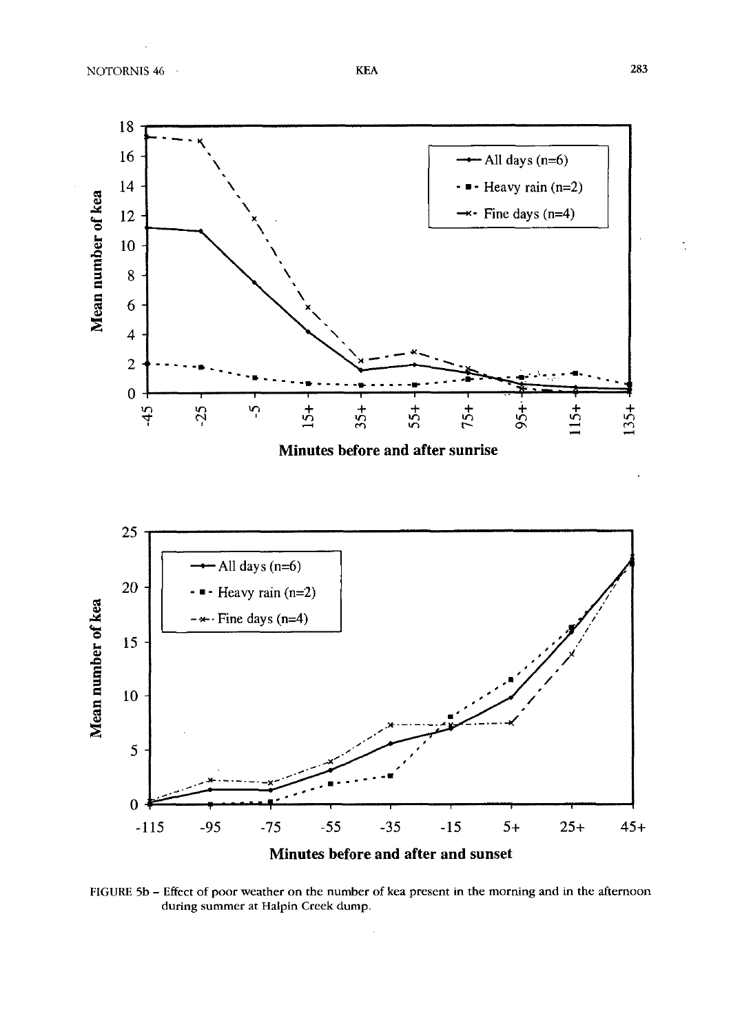Mean number of kea

18
16
14
12
10
8
6
4
2
0

All days (n=6)
Heavy rain (n=2)
Fine days (n=4)

-45
-25
-5
15+
35+
55+
75+
95+
115+
135+

**Minutes before and after sunrise**

Mean number of kea

25
20
15
10
5
0

All days (n=6)
Heavy rain (n=2)
Fine days (n=4)

-115
-95
-75
-55
-35
-15
5+
25+
45+

**Minutes before and after and sunset**

FIGURE 5b – Effect of poor weather on the number of kea present in the morning and in the afternoon during summer at Halpin Creek dump.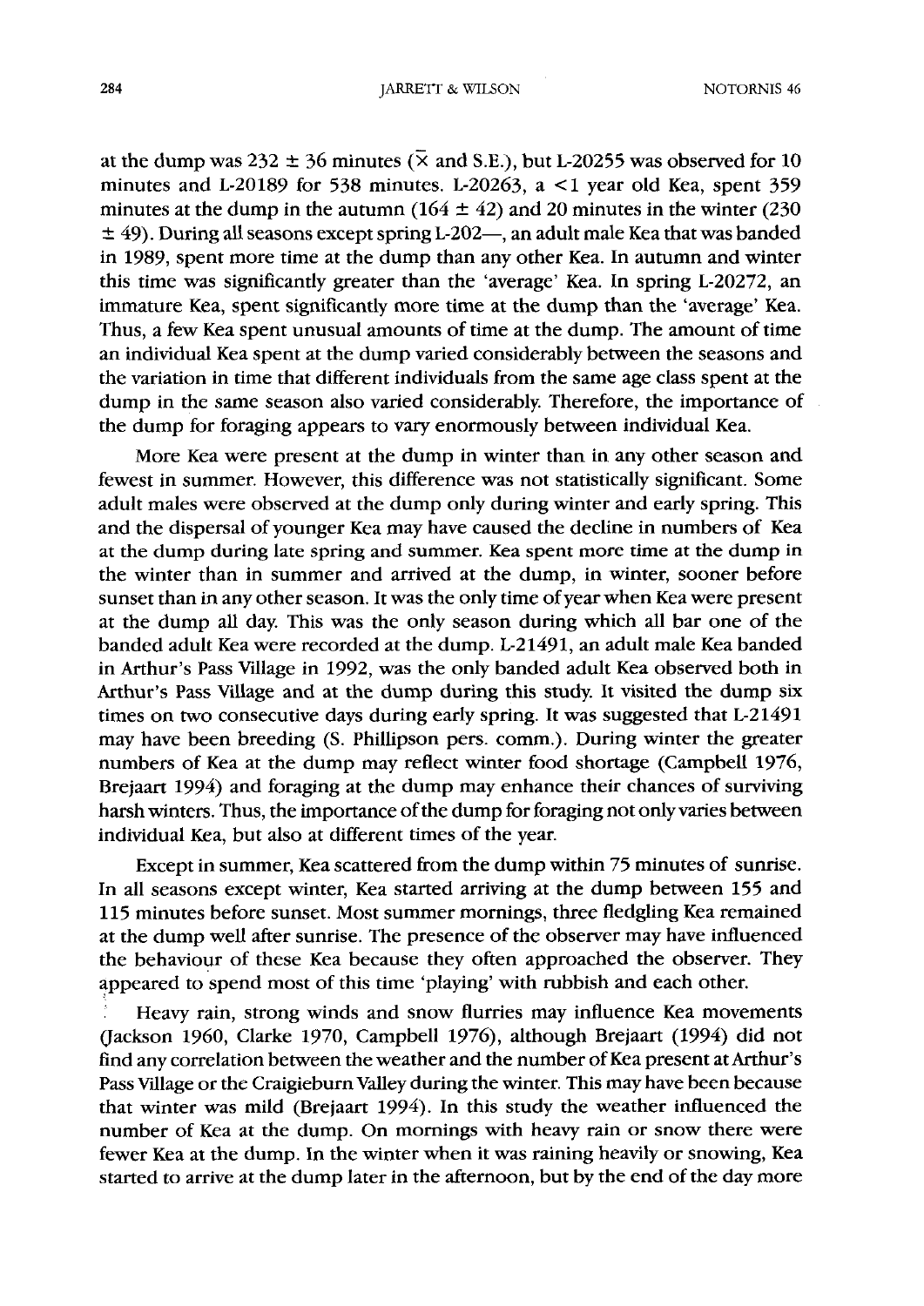at the dump was 232 ± 36 minutes ($\bar{x}$ and S.E.), but L-20255 was observed for 10 minutes and L-20189 for 538 minutes. L-20263, a <1 year old Kea, spent 359 minutes at the dump in the autumn (164 ± 42) and 20 minutes in the winter (230 ± 49). During all seasons except spring L-202—, an adult male Kea that was banded in 1989, spent more time at the dump than any other Kea. In autumn and winter this time was significantly greater than the 'average' Kea. In spring L-20272, an immature Kea, spent significantly more time at the dump than the 'average' Kea. Thus, a few Kea spent unusual amounts of time at the dump. The amount of time an individual Kea spent at the dump varied considerably between the seasons and the variation in time that different individuals from the same age class spent at the dump in the same season also varied considerably. Therefore, the importance of the dump for foraging appears to vary enormously between individual Kea.

More Kea were present at the dump in winter than in any other season and fewest in summer. However, this difference was not statistically significant. Some adult males were observed at the dump only during winter and early spring. This and the dispersal of younger Kea may have caused the decline in numbers of Kea at the dump during late spring and summer. Kea spent more time at the dump in the winter than in summer and arrived at the dump, in winter, sooner before sunset than in any other season. It was the only time of year when Kea were present at the dump all day. This was the only season during which all bar one of the banded adult Kea were recorded at the dump. L-21491, an adult male Kea banded in Arthur's Pass Village in 1992, was the only banded adult Kea observed both in Arthur's Pass Village and at the dump during this study. It visited the dump six times on two consecutive days during early spring. It was suggested that L-21491 may have been breeding (S. Phillipson pers. comm.). During winter the greater numbers of Kea at the dump may reflect winter food shortage (Campbell 1976, Brejaart 1994) and foraging at the dump may enhance their chances of surviving harsh winters. Thus, the importance of the dump for foraging not only varies between individual Kea, but also at different times of the year.

Except in summer, Kea scattered from the dump within 75 minutes of sunrise. In all seasons except winter, Kea started arriving at the dump between 155 and 115 minutes before sunset. Most summer mornings, three fledgling Kea remained at the dump well after sunrise. The presence of the observer may have influenced the behaviour of these Kea because they often approached the observer. They appeared to spend most of this time 'playing' with rubbish and each other.

Heavy rain, strong winds and snow flurries may influence Kea movements (Jackson 1960, Clarke 1970, Campbell 1976), although Brejaart (1994) did not find any correlation between the weather and the number of Kea present at Arthur's Pass Village or the Craigieburn Valley during the winter. This may have been because that winter was mild (Brejaart 1994). In this study the weather influenced the number of Kea at the dump. On mornings with heavy rain or snow there were fewer Kea at the dump. In the winter when it was raining heavily or snowing, Kea started to arrive at the dump later in the afternoon, but by the end of the day more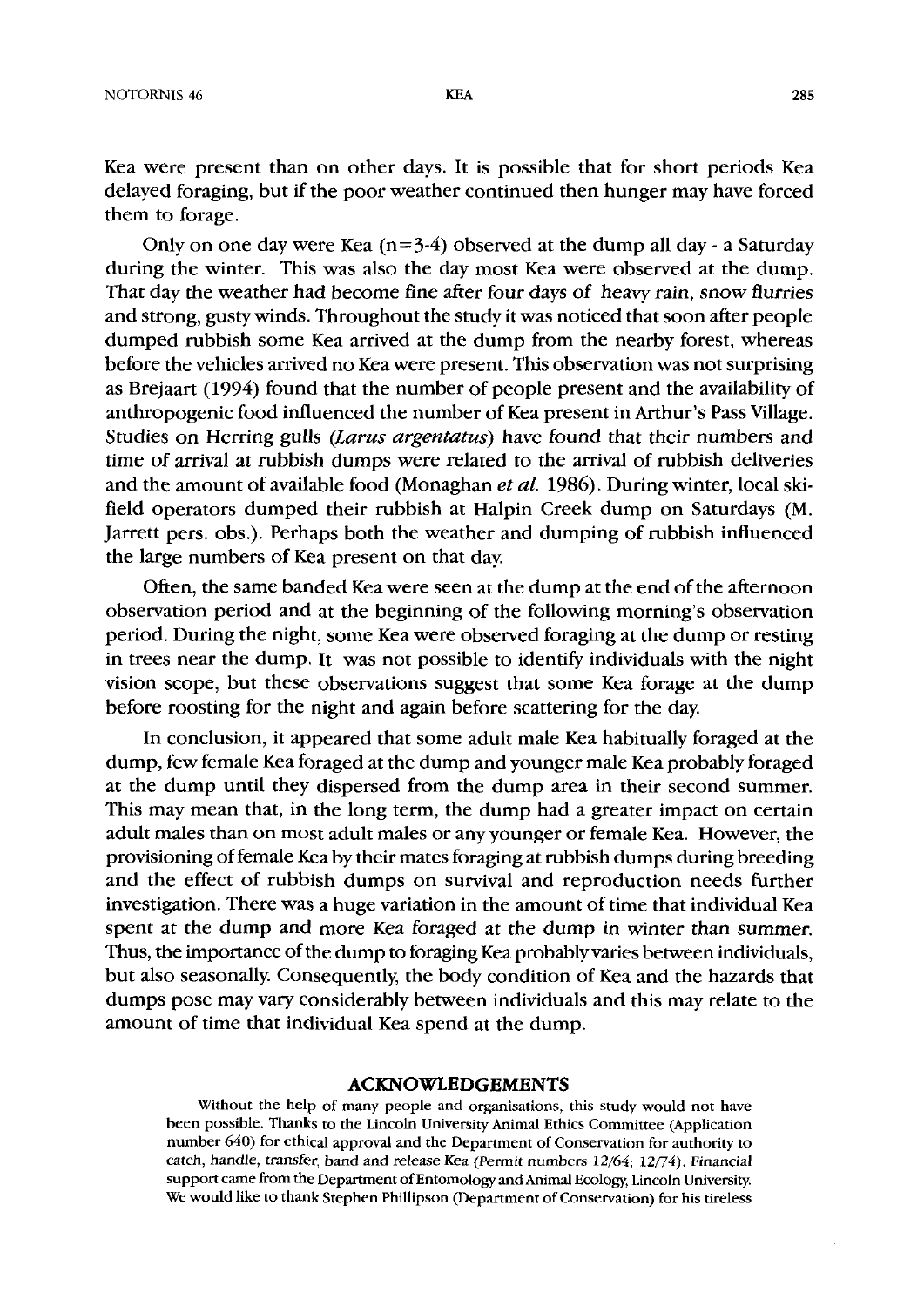Kea were present than on other days. It is possible that for short periods Kea delayed foraging, but if the poor weather continued then hunger may have forced them to forage.

Only on one day were Kea (n=3-4) observed at the dump all day - a Saturday during the winter. This was also the day most Kea were observed at the dump. That day the weather had become fine after four days of heavy rain, snow flurries and strong, gusty winds. Throughout the study it was noticed that soon after people dumped rubbish some Kea arrived at the dump from the nearby forest, whereas before the vehicles arrived no Kea were present. This observation was not surprising as Brejaart (1994) found that the number of people present and the availability of anthropogenic food influenced the number of Kea present in Arthur's Pass Village. Studies on Herring gulls (*Larus argentatus*) have found that their numbers and time of arrival at rubbish dumps were related to the arrival of rubbish deliveries and the amount of available food (Monaghan *et al.* 1986). During winter, local ski-field operators dumped their rubbish at Halpin Creek dump on Saturdays (M. Jarrett pers. obs.). Perhaps both the weather and dumping of rubbish influenced the large numbers of Kea present on that day.

Often, the same banded Kea were seen at the dump at the end of the afternoon observation period and at the beginning of the following morning's observation period. During the night, some Kea were observed foraging at the dump or resting in trees near the dump. It was not possible to identify individuals with the night vision scope, but these observations suggest that some Kea forage at the dump before roosting for the night and again before scattering for the day.

In conclusion, it appeared that some adult male Kea habitually foraged at the dump, few female Kea foraged at the dump and younger male Kea probably foraged at the dump until they dispersed from the dump area in their second summer. This may mean that, in the long term, the dump had a greater impact on certain adult males than on most adult males or any younger or female Kea. However, the provisioning of female Kea by their mates foraging at rubbish dumps during breeding and the effect of rubbish dumps on survival and reproduction needs further investigation. There was a huge variation in the amount of time that individual Kea spent at the dump and more Kea foraged at the dump in winter than summer. Thus, the importance of the dump to foraging Kea probably varies between individuals, but also seasonally. Consequently, the body condition of Kea and the hazards that dumps pose may vary considerably between individuals and this may relate to the amount of time that individual Kea spend at the dump.

## ACKNOWLEDGEMENTS

Without the help of many people and organisations, this study would not have been possible. Thanks to the Lincoln University Animal Ethics Committee (Application number 640) for ethical approval and the Department of Conservation for authority to catch, handle, transfer, band and release Kea (Permit numbers 12/64; 12/74). Financial support came from the Department of Entomology and Animal Ecology, Lincoln University. We would like to thank Stephen Phillipson (Department of Conservation) for his tireless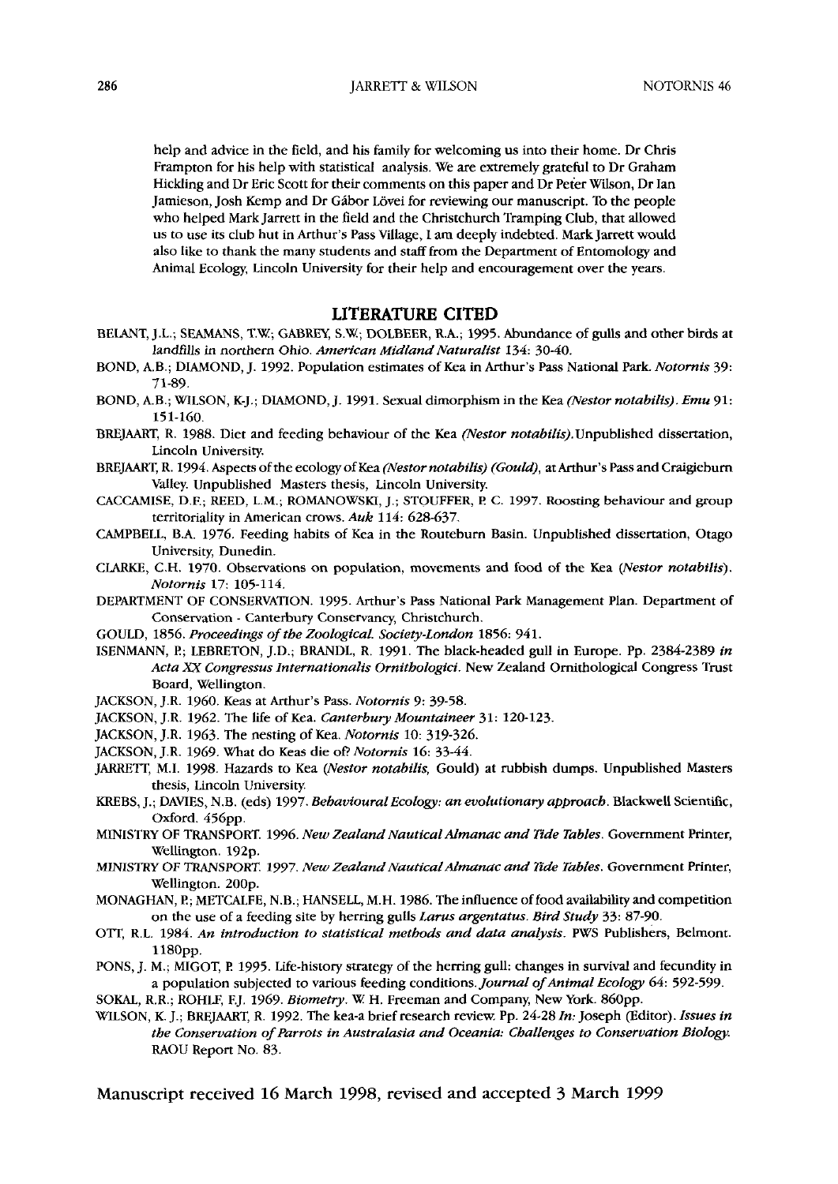help and advice in the field, and his family for welcoming us into their home. Dr Chris Frampton for his help with statistical analysis. We are extremely grateful to Dr Graham Hickling and Dr Eric Scott for their comments on this paper and Dr Peter Wilson, Dr Ian Jamieson, Josh Kemp and Dr Gábor Lövei for reviewing our manuscript. To the people who helped Mark Jarrett in the field and the Christchurch Tramping Club, that allowed us to use its club hut in Arthur's Pass Village, I am deeply indebted. Mark Jarrett would also like to thank the many students and staff from the Department of Entomology and Animal Ecology, Lincoln University for their help and encouragement over the years.

## LITERATURE CITED

BELANT, J.L.; SEAMANS, T.W.; GABREY, S.W.; DOLBEER, R.A.; 1995. Abundance of gulls and other birds at landfills in northern Ohio. *American Midland Naturalist* 134: 30-40.

BOND, A.B.; DIAMOND, J. 1992. Population estimates of Kea in Arthur's Pass National Park. *Notornis* 39: 71-89.

BOND, A.B.; WILSON, K-J.; DIAMOND, J. 1991. Sexual dimorphism in the Kea *(Nestor notabilis)*. *Emu* 91: 151-160.

BREJAART, R. 1988. Diet and feeding behaviour of the Kea *(Nestor notabilis)*.Unpublished dissertation, Lincoln University.

BREJAART, R. 1994. Aspects of the ecology of Kea *(Nestor notabilis) (Gould)*, at Arthur's Pass and Craigieburn Valley. Unpublished Masters thesis, Lincoln University.

CACCAMISE, D.F.; REED, L.M.; ROMANOWSKI, J.; STOUFFER, P. C. 1997. Roosting behaviour and group territoriality in American crows. *Auk* 114: 628-637.

CAMPBELL, B.A. 1976. Feeding habits of Kea in the Routeburn Basin. Unpublished dissertation, Otago University, Dunedin.

CLARKE, C.H. 1970. Observations on population, movements and food of the Kea *(Nestor notabilis)*. *Notornis* 17: 105-114.

DEPARTMENT OF CONSERVATION. 1995. Arthur's Pass National Park Management Plan. Department of Conservation - Canterbury Conservancy, Christchurch.

GOULD, 1856. *Proceedings of the Zoological. Society-London* 1856: 941.

ISENMANN, P.; LEBRETON, J.D.; BRANDL, R. 1991. The black-headed gull in Europe. Pp. 2384-2389 *in Acta XX Congressus Internationalis Ornithologici*. New Zealand Ornithological Congress Trust Board, Wellington.

JACKSON, J.R. 1960. Keas at Arthur's Pass. *Notornis* 9: 39-58.

JACKSON, J.R. 1962. The life of Kea. *Canterbury Mountaineer* 31: 120-123.

JACKSON, J.R. 1963. The nesting of Kea. *Notornis* 10: 319-326.

JACKSON, J.R. 1969. What do Keas die of? *Notornis* 16: 33-44.

JARRETT, M.I. 1998. Hazards to Kea *(Nestor notabilis*, Gould) at rubbish dumps. Unpublished Masters thesis, Lincoln University.

KREBS, J.; DAVIES, N.B. (eds) 1997. *Behavioural Ecology: an evolutionary approach*. Blackwell Scientific, Oxford. 456pp.

MINISTRY OF TRANSPORT. 1996. *New Zealand Nautical Almanac and Tide Tables*. Government Printer, Wellington. 192p.

MINISTRY OF TRANSPORT. 1997. *New Zealand Nautical Almanac and Tide Tables*. Government Printer, Wellington. 200p.

MONAGHAN, P.; METCALFE, N.B.; HANSELL, M.H. 1986. The influence of food availability and competition on the use of a feeding site by herring gulls *Larus argentatus*. *Bird Study* 33: 87-90.

OTT, R.L. 1984. *An introduction to statistical methods and data analysis*. PWS Publishers, Belmont. 1180pp.

PONS, J. M.; MIGOT, P. 1995. Life-history strategy of the herring gull: changes in survival and fecundity in a population subjected to various feeding conditions. *Journal of Animal Ecology* 64: 592-599.

SOKAL, R.R.; ROHLF, F.J. 1969. *Biometry*. W. H. Freeman and Company, New York. 860pp.

WILSON, K. J.; BREJAART, R. 1992. The kea-a brief research review. Pp. 24-28 *In:* Joseph (Editor). *Issues in the Conservation of Parrots in Australasia and Oceania: Challenges to Conservation Biology*. RAOU Report No. 83.

Manuscript received 16 March 1998, revised and accepted 3 March 1999